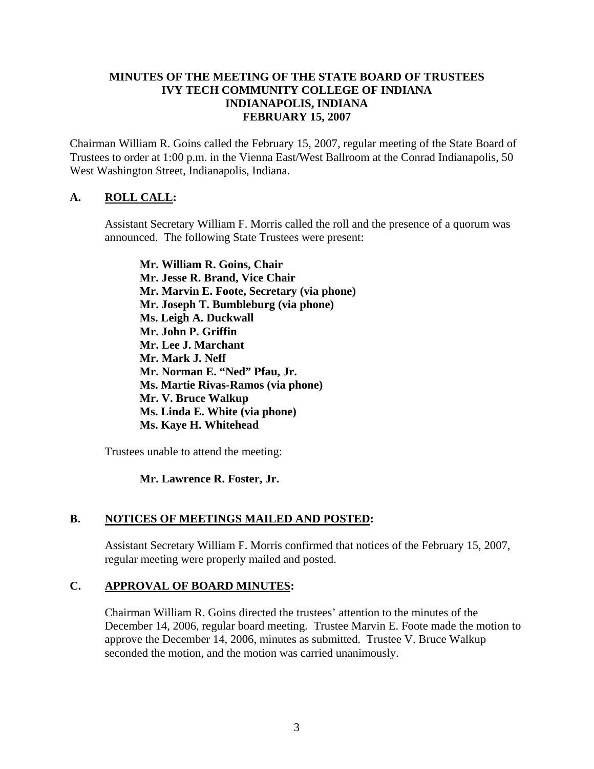**MINUTES OF THE MEETING OF THE STATE BOARD OF TRUSTEES**
**IVY TECH COMMUNITY COLLEGE OF INDIANA**
**INDIANAPOLIS, INDIANA**
**FEBRUARY 15, 2007**

Chairman William R. Goins called the February 15, 2007, regular meeting of the State Board of Trustees to order at 1:00 p.m. in the Vienna East/West Ballroom at the Conrad Indianapolis, 50 West Washington Street, Indianapolis, Indiana.

## A. ROLL CALL:

Assistant Secretary William F. Morris called the roll and the presence of a quorum was announced. The following State Trustees were present:

**Mr. William R. Goins, Chair**
**Mr. Jesse R. Brand, Vice Chair**
**Mr. Marvin E. Foote, Secretary (via phone)**
**Mr. Joseph T. Bumbleburg (via phone)**
**Ms. Leigh A. Duckwall**
**Mr. John P. Griffin**
**Mr. Lee J. Marchant**
**Mr. Mark J. Neff**
**Mr. Norman E. "Ned" Pfau, Jr.**
**Ms. Martie Rivas-Ramos (via phone)**
**Mr. V. Bruce Walkup**
**Ms. Linda E. White (via phone)**
**Ms. Kaye H. Whitehead**

Trustees unable to attend the meeting:

**Mr. Lawrence R. Foster, Jr.**

## B. NOTICES OF MEETINGS MAILED AND POSTED:

Assistant Secretary William F. Morris confirmed that notices of the February 15, 2007, regular meeting were properly mailed and posted.

## C. APPROVAL OF BOARD MINUTES:

Chairman William R. Goins directed the trustees' attention to the minutes of the December 14, 2006, regular board meeting. Trustee Marvin E. Foote made the motion to approve the December 14, 2006, minutes as submitted. Trustee V. Bruce Walkup seconded the motion, and the motion was carried unanimously.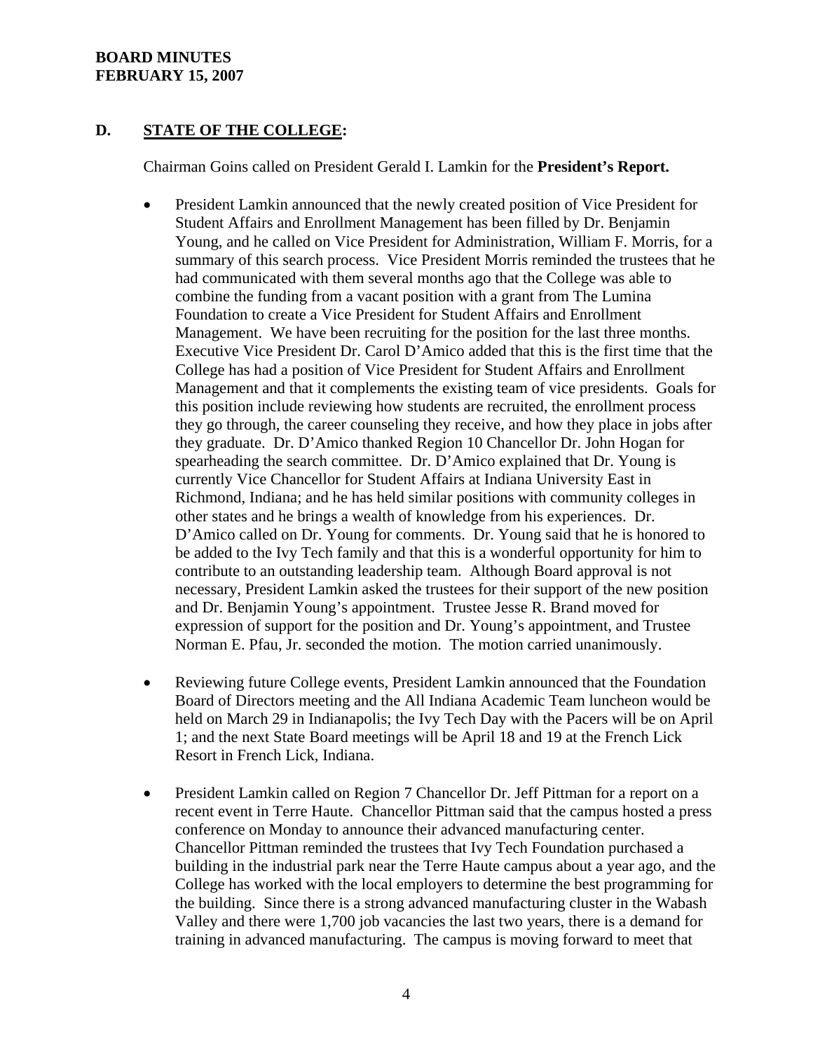## D. STATE OF THE COLLEGE:

Chairman Goins called on President Gerald I. Lamkin for the **President's Report.**

- President Lamkin announced that the newly created position of Vice President for Student Affairs and Enrollment Management has been filled by Dr. Benjamin Young, and he called on Vice President for Administration, William F. Morris, for a summary of this search process. Vice President Morris reminded the trustees that he had communicated with them several months ago that the College was able to combine the funding from a vacant position with a grant from The Lumina Foundation to create a Vice President for Student Affairs and Enrollment Management. We have been recruiting for the position for the last three months. Executive Vice President Dr. Carol D'Amico added that this is the first time that the College has had a position of Vice President for Student Affairs and Enrollment Management and that it complements the existing team of vice presidents. Goals for this position include reviewing how students are recruited, the enrollment process they go through, the career counseling they receive, and how they place in jobs after they graduate. Dr. D'Amico thanked Region 10 Chancellor Dr. John Hogan for spearheading the search committee. Dr. D'Amico explained that Dr. Young is currently Vice Chancellor for Student Affairs at Indiana University East in Richmond, Indiana; and he has held similar positions with community colleges in other states and he brings a wealth of knowledge from his experiences. Dr. D'Amico called on Dr. Young for comments. Dr. Young said that he is honored to be added to the Ivy Tech family and that this is a wonderful opportunity for him to contribute to an outstanding leadership team. Although Board approval is not necessary, President Lamkin asked the trustees for their support of the new position and Dr. Benjamin Young's appointment. Trustee Jesse R. Brand moved for expression of support for the position and Dr. Young's appointment, and Trustee Norman E. Pfau, Jr. seconded the motion. The motion carried unanimously.

- Reviewing future College events, President Lamkin announced that the Foundation Board of Directors meeting and the All Indiana Academic Team luncheon would be held on March 29 in Indianapolis; the Ivy Tech Day with the Pacers will be on April 1; and the next State Board meetings will be April 18 and 19 at the French Lick Resort in French Lick, Indiana.

- President Lamkin called on Region 7 Chancellor Dr. Jeff Pittman for a report on a recent event in Terre Haute. Chancellor Pittman said that the campus hosted a press conference on Monday to announce their advanced manufacturing center. Chancellor Pittman reminded the trustees that Ivy Tech Foundation purchased a building in the industrial park near the Terre Haute campus about a year ago, and the College has worked with the local employers to determine the best programming for the building. Since there is a strong advanced manufacturing cluster in the Wabash Valley and there were 1,700 job vacancies the last two years, there is a demand for training in advanced manufacturing. The campus is moving forward to meet that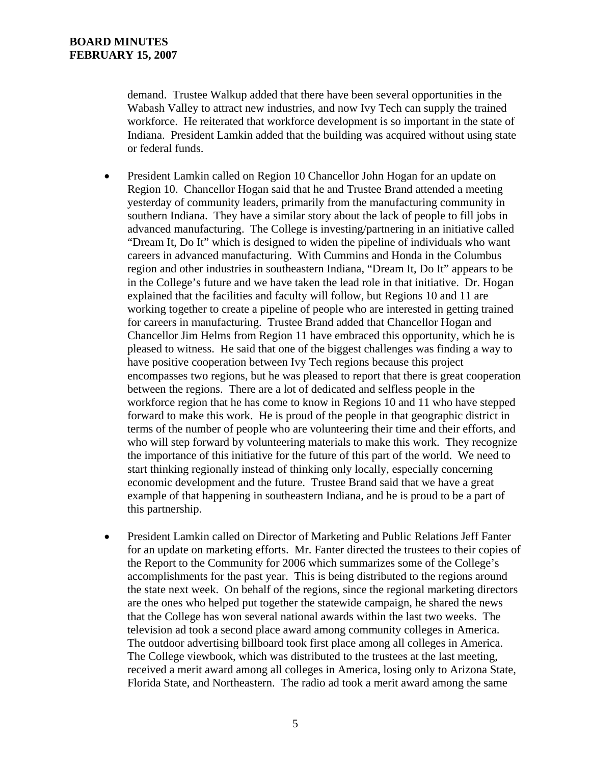demand. Trustee Walkup added that there have been several opportunities in the Wabash Valley to attract new industries, and now Ivy Tech can supply the trained workforce. He reiterated that workforce development is so important in the state of Indiana. President Lamkin added that the building was acquired without using state or federal funds.

- President Lamkin called on Region 10 Chancellor John Hogan for an update on Region 10. Chancellor Hogan said that he and Trustee Brand attended a meeting yesterday of community leaders, primarily from the manufacturing community in southern Indiana. They have a similar story about the lack of people to fill jobs in advanced manufacturing. The College is investing/partnering in an initiative called "Dream It, Do It" which is designed to widen the pipeline of individuals who want careers in advanced manufacturing. With Cummins and Honda in the Columbus region and other industries in southeastern Indiana, "Dream It, Do It" appears to be in the College's future and we have taken the lead role in that initiative. Dr. Hogan explained that the facilities and faculty will follow, but Regions 10 and 11 are working together to create a pipeline of people who are interested in getting trained for careers in manufacturing. Trustee Brand added that Chancellor Hogan and Chancellor Jim Helms from Region 11 have embraced this opportunity, which he is pleased to witness. He said that one of the biggest challenges was finding a way to have positive cooperation between Ivy Tech regions because this project encompasses two regions, but he was pleased to report that there is great cooperation between the regions. There are a lot of dedicated and selfless people in the workforce region that he has come to know in Regions 10 and 11 who have stepped forward to make this work. He is proud of the people in that geographic district in terms of the number of people who are volunteering their time and their efforts, and who will step forward by volunteering materials to make this work. They recognize the importance of this initiative for the future of this part of the world. We need to start thinking regionally instead of thinking only locally, especially concerning economic development and the future. Trustee Brand said that we have a great example of that happening in southeastern Indiana, and he is proud to be a part of this partnership.

- President Lamkin called on Director of Marketing and Public Relations Jeff Fanter for an update on marketing efforts. Mr. Fanter directed the trustees to their copies of the Report to the Community for 2006 which summarizes some of the College's accomplishments for the past year. This is being distributed to the regions around the state next week. On behalf of the regions, since the regional marketing directors are the ones who helped put together the statewide campaign, he shared the news that the College has won several national awards within the last two weeks. The television ad took a second place award among community colleges in America. The outdoor advertising billboard took first place among all colleges in America. The College viewbook, which was distributed to the trustees at the last meeting, received a merit award among all colleges in America, losing only to Arizona State, Florida State, and Northeastern. The radio ad took a merit award among the same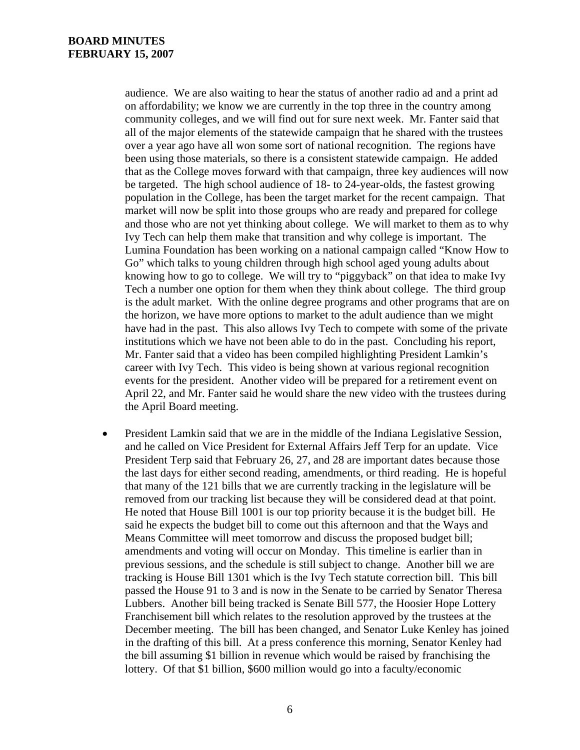audience. We are also waiting to hear the status of another radio ad and a print ad on affordability; we know we are currently in the top three in the country among community colleges, and we will find out for sure next week. Mr. Fanter said that all of the major elements of the statewide campaign that he shared with the trustees over a year ago have all won some sort of national recognition. The regions have been using those materials, so there is a consistent statewide campaign. He added that as the College moves forward with that campaign, three key audiences will now be targeted. The high school audience of 18- to 24-year-olds, the fastest growing population in the College, has been the target market for the recent campaign. That market will now be split into those groups who are ready and prepared for college and those who are not yet thinking about college. We will market to them as to why Ivy Tech can help them make that transition and why college is important. The Lumina Foundation has been working on a national campaign called "Know How to Go" which talks to young children through high school aged young adults about knowing how to go to college. We will try to "piggyback" on that idea to make Ivy Tech a number one option for them when they think about college. The third group is the adult market. With the online degree programs and other programs that are on the horizon, we have more options to market to the adult audience than we might have had in the past. This also allows Ivy Tech to compete with some of the private institutions which we have not been able to do in the past. Concluding his report, Mr. Fanter said that a video has been compiled highlighting President Lamkin's career with Ivy Tech. This video is being shown at various regional recognition events for the president. Another video will be prepared for a retirement event on April 22, and Mr. Fanter said he would share the new video with the trustees during the April Board meeting.

- President Lamkin said that we are in the middle of the Indiana Legislative Session, and he called on Vice President for External Affairs Jeff Terp for an update. Vice President Terp said that February 26, 27, and 28 are important dates because those the last days for either second reading, amendments, or third reading. He is hopeful that many of the 121 bills that we are currently tracking in the legislature will be removed from our tracking list because they will be considered dead at that point. He noted that House Bill 1001 is our top priority because it is the budget bill. He said he expects the budget bill to come out this afternoon and that the Ways and Means Committee will meet tomorrow and discuss the proposed budget bill; amendments and voting will occur on Monday. This timeline is earlier than in previous sessions, and the schedule is still subject to change. Another bill we are tracking is House Bill 1301 which is the Ivy Tech statute correction bill. This bill passed the House 91 to 3 and is now in the Senate to be carried by Senator Theresa Lubbers. Another bill being tracked is Senate Bill 577, the Hoosier Hope Lottery Franchisement bill which relates to the resolution approved by the trustees at the December meeting. The bill has been changed, and Senator Luke Kenley has joined in the drafting of this bill. At a press conference this morning, Senator Kenley had the bill assuming $1 billion in revenue which would be raised by franchising the lottery. Of that $1 billion, $600 million would go into a faculty/economic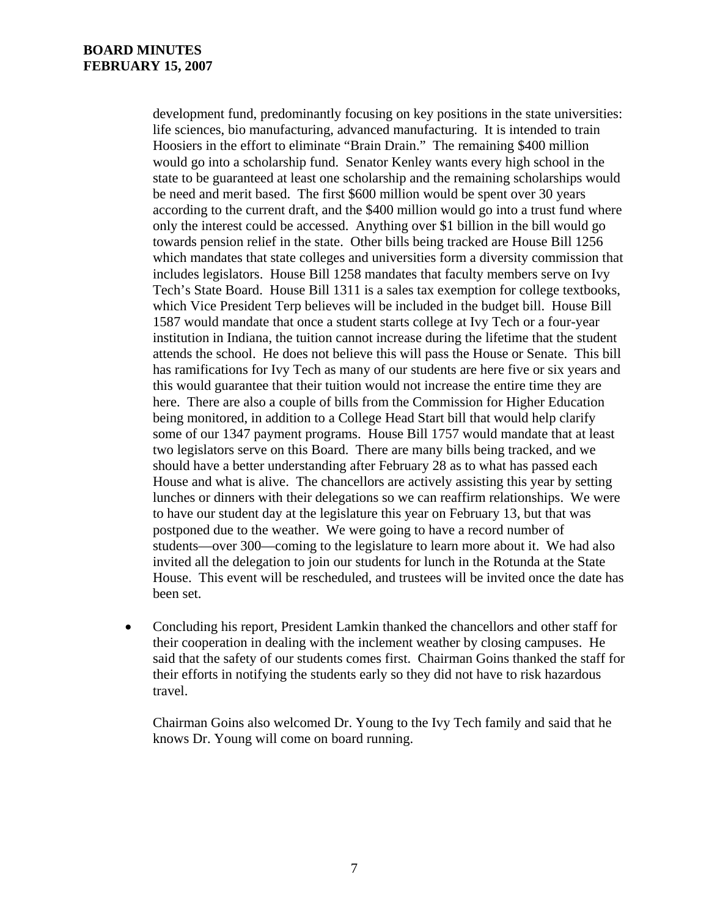development fund, predominantly focusing on key positions in the state universities: life sciences, bio manufacturing, advanced manufacturing. It is intended to train Hoosiers in the effort to eliminate "Brain Drain." The remaining $400 million would go into a scholarship fund. Senator Kenley wants every high school in the state to be guaranteed at least one scholarship and the remaining scholarships would be need and merit based. The first $600 million would be spent over 30 years according to the current draft, and the $400 million would go into a trust fund where only the interest could be accessed. Anything over $1 billion in the bill would go towards pension relief in the state. Other bills being tracked are House Bill 1256 which mandates that state colleges and universities form a diversity commission that includes legislators. House Bill 1258 mandates that faculty members serve on Ivy Tech's State Board. House Bill 1311 is a sales tax exemption for college textbooks, which Vice President Terp believes will be included in the budget bill. House Bill 1587 would mandate that once a student starts college at Ivy Tech or a four-year institution in Indiana, the tuition cannot increase during the lifetime that the student attends the school. He does not believe this will pass the House or Senate. This bill has ramifications for Ivy Tech as many of our students are here five or six years and this would guarantee that their tuition would not increase the entire time they are here. There are also a couple of bills from the Commission for Higher Education being monitored, in addition to a College Head Start bill that would help clarify some of our 1347 payment programs. House Bill 1757 would mandate that at least two legislators serve on this Board. There are many bills being tracked, and we should have a better understanding after February 28 as to what has passed each House and what is alive. The chancellors are actively assisting this year by setting lunches or dinners with their delegations so we can reaffirm relationships. We were to have our student day at the legislature this year on February 13, but that was postponed due to the weather. We were going to have a record number of students—over 300—coming to the legislature to learn more about it. We had also invited all the delegation to join our students for lunch in the Rotunda at the State House. This event will be rescheduled, and trustees will be invited once the date has been set.

- Concluding his report, President Lamkin thanked the chancellors and other staff for their cooperation in dealing with the inclement weather by closing campuses. He said that the safety of our students comes first. Chairman Goins thanked the staff for their efforts in notifying the students early so they did not have to risk hazardous travel.

  Chairman Goins also welcomed Dr. Young to the Ivy Tech family and said that he knows Dr. Young will come on board running.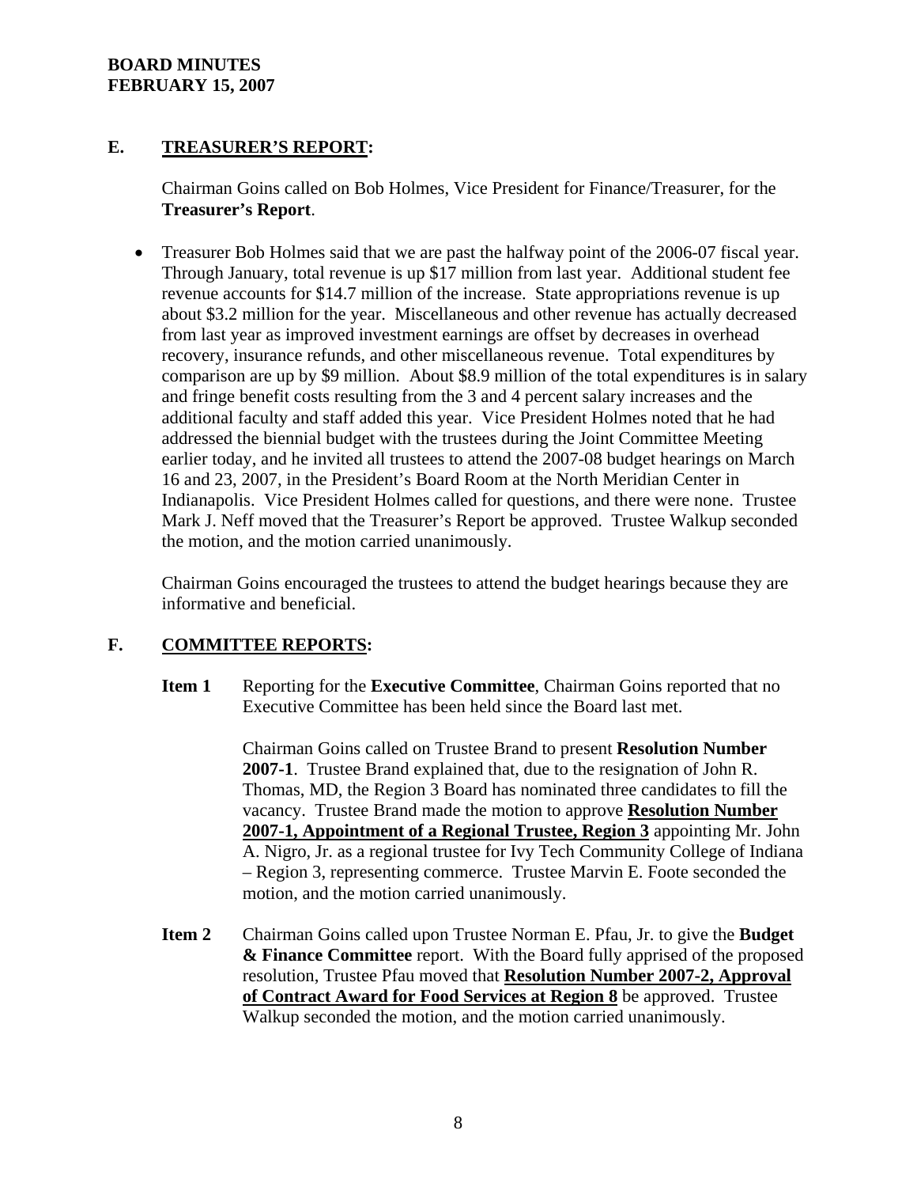## E. TREASURER'S REPORT:

Chairman Goins called on Bob Holmes, Vice President for Finance/Treasurer, for the **Treasurer's Report**.

- Treasurer Bob Holmes said that we are past the halfway point of the 2006-07 fiscal year. Through January, total revenue is up $17 million from last year. Additional student fee revenue accounts for $14.7 million of the increase. State appropriations revenue is up about $3.2 million for the year. Miscellaneous and other revenue has actually decreased from last year as improved investment earnings are offset by decreases in overhead recovery, insurance refunds, and other miscellaneous revenue. Total expenditures by comparison are up by $9 million. About $8.9 million of the total expenditures is in salary and fringe benefit costs resulting from the 3 and 4 percent salary increases and the additional faculty and staff added this year. Vice President Holmes noted that he had addressed the biennial budget with the trustees during the Joint Committee Meeting earlier today, and he invited all trustees to attend the 2007-08 budget hearings on March 16 and 23, 2007, in the President's Board Room at the North Meridian Center in Indianapolis. Vice President Holmes called for questions, and there were none. Trustee Mark J. Neff moved that the Treasurer's Report be approved. Trustee Walkup seconded the motion, and the motion carried unanimously.

Chairman Goins encouraged the trustees to attend the budget hearings because they are informative and beneficial.

## F. COMMITTEE REPORTS:

**Item 1** Reporting for the **Executive Committee**, Chairman Goins reported that no Executive Committee has been held since the Board last met.

Chairman Goins called on Trustee Brand to present **Resolution Number 2007-1**. Trustee Brand explained that, due to the resignation of John R. Thomas, MD, the Region 3 Board has nominated three candidates to fill the vacancy. Trustee Brand made the motion to approve **Resolution Number 2007-1, Appointment of a Regional Trustee, Region 3** appointing Mr. John A. Nigro, Jr. as a regional trustee for Ivy Tech Community College of Indiana – Region 3, representing commerce. Trustee Marvin E. Foote seconded the motion, and the motion carried unanimously.

**Item 2** Chairman Goins called upon Trustee Norman E. Pfau, Jr. to give the **Budget & Finance Committee** report. With the Board fully apprised of the proposed resolution, Trustee Pfau moved that **Resolution Number 2007-2, Approval of Contract Award for Food Services at Region 8** be approved. Trustee Walkup seconded the motion, and the motion carried unanimously.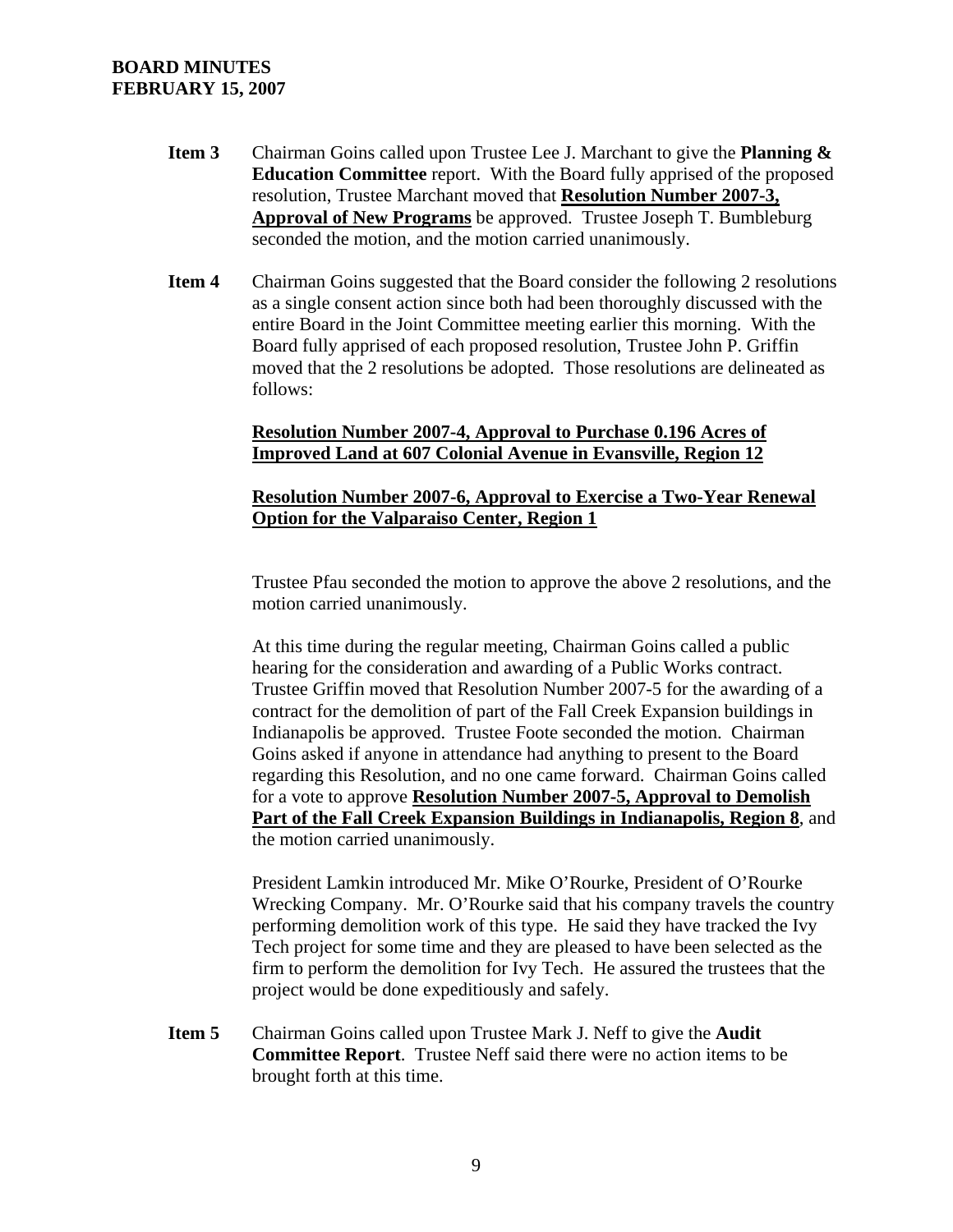**Item 3** Chairman Goins called upon Trustee Lee J. Marchant to give the **Planning & Education Committee** report. With the Board fully apprised of the proposed resolution, Trustee Marchant moved that **Resolution Number 2007-3, Approval of New Programs** be approved. Trustee Joseph T. Bumbleburg seconded the motion, and the motion carried unanimously.

**Item 4** Chairman Goins suggested that the Board consider the following 2 resolutions as a single consent action since both had been thoroughly discussed with the entire Board in the Joint Committee meeting earlier this morning. With the Board fully apprised of each proposed resolution, Trustee John P. Griffin moved that the 2 resolutions be adopted. Those resolutions are delineated as follows:

**Resolution Number 2007-4, Approval to Purchase 0.196 Acres of Improved Land at 607 Colonial Avenue in Evansville, Region 12**

**Resolution Number 2007-6, Approval to Exercise a Two-Year Renewal Option for the Valparaiso Center, Region 1**

Trustee Pfau seconded the motion to approve the above 2 resolutions, and the motion carried unanimously.

At this time during the regular meeting, Chairman Goins called a public hearing for the consideration and awarding of a Public Works contract. Trustee Griffin moved that Resolution Number 2007-5 for the awarding of a contract for the demolition of part of the Fall Creek Expansion buildings in Indianapolis be approved. Trustee Foote seconded the motion. Chairman Goins asked if anyone in attendance had anything to present to the Board regarding this Resolution, and no one came forward. Chairman Goins called for a vote to approve **Resolution Number 2007-5, Approval to Demolish Part of the Fall Creek Expansion Buildings in Indianapolis, Region 8**, and the motion carried unanimously.

President Lamkin introduced Mr. Mike O'Rourke, President of O'Rourke Wrecking Company. Mr. O'Rourke said that his company travels the country performing demolition work of this type. He said they have tracked the Ivy Tech project for some time and they are pleased to have been selected as the firm to perform the demolition for Ivy Tech. He assured the trustees that the project would be done expeditiously and safely.

**Item 5** Chairman Goins called upon Trustee Mark J. Neff to give the **Audit Committee Report**. Trustee Neff said there were no action items to be brought forth at this time.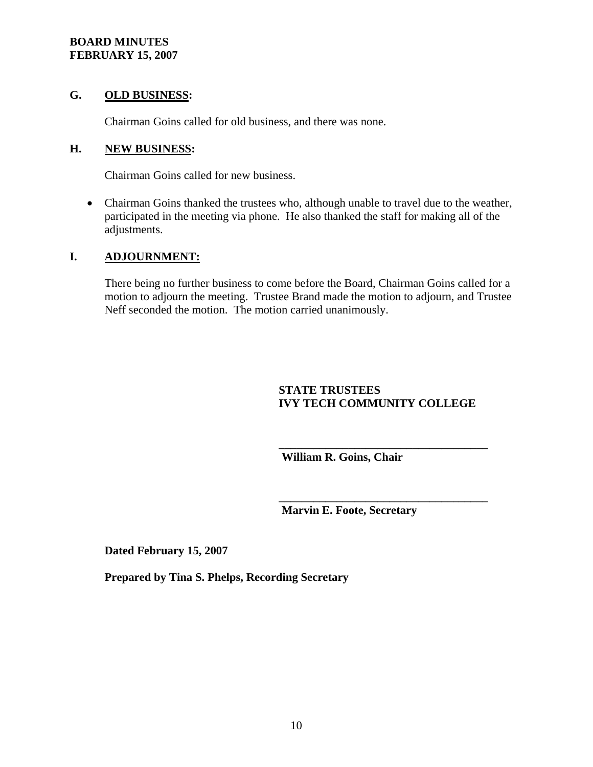## G. OLD BUSINESS:

Chairman Goins called for old business, and there was none.

## H. NEW BUSINESS:

Chairman Goins called for new business.

- Chairman Goins thanked the trustees who, although unable to travel due to the weather, participated in the meeting via phone. He also thanked the staff for making all of the adjustments.

## I. ADJOURNMENT:

There being no further business to come before the Board, Chairman Goins called for a motion to adjourn the meeting. Trustee Brand made the motion to adjourn, and Trustee Neff seconded the motion. The motion carried unanimously.

**STATE TRUSTEES**
**IVY TECH COMMUNITY COLLEGE**

\_\_\_\_\_\_\_\_\_\_\_\_\_\_\_\_\_\_\_\_\_\_\_\_\_\_\_\_\_\_\_\_\_\_\_\_
**William R. Goins, Chair**

\_\_\_\_\_\_\_\_\_\_\_\_\_\_\_\_\_\_\_\_\_\_\_\_\_\_\_\_\_\_\_\_\_\_\_\_
**Marvin E. Foote, Secretary**

**Dated February 15, 2007**

**Prepared by Tina S. Phelps, Recording Secretary**